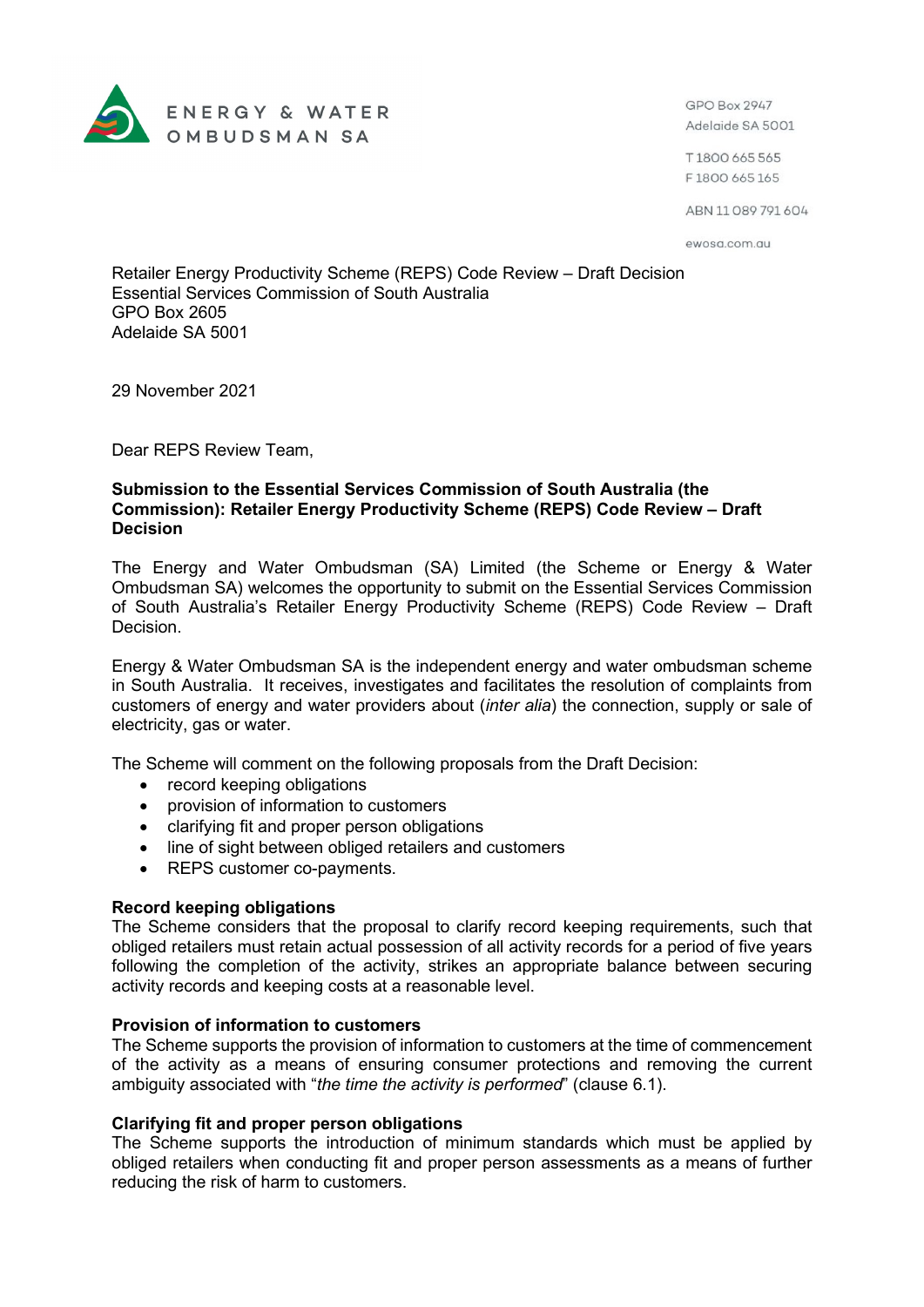ENERGY & WATER OMBUDSMAN SA

GPO Box 2947
Adelaide SA 5001

T 1800 665 565
F 1800 665 165

ABN 11 089 791 604

ewosa.com.au

Retailer Energy Productivity Scheme (REPS) Code Review – Draft Decision
Essential Services Commission of South Australia
GPO Box 2605
Adelaide SA 5001

29 November 2021

Dear REPS Review Team,

**Submission to the Essential Services Commission of South Australia (the Commission): Retailer Energy Productivity Scheme (REPS) Code Review – Draft Decision**

The Energy and Water Ombudsman (SA) Limited (the Scheme or Energy & Water Ombudsman SA) welcomes the opportunity to submit on the Essential Services Commission of South Australia's Retailer Energy Productivity Scheme (REPS) Code Review – Draft Decision.

Energy & Water Ombudsman SA is the independent energy and water ombudsman scheme in South Australia. It receives, investigates and facilitates the resolution of complaints from customers of energy and water providers about (*inter alia*) the connection, supply or sale of electricity, gas or water.

The Scheme will comment on the following proposals from the Draft Decision:

- record keeping obligations
- provision of information to customers
- clarifying fit and proper person obligations
- line of sight between obliged retailers and customers
- REPS customer co-payments.

**Record keeping obligations**
The Scheme considers that the proposal to clarify record keeping requirements, such that obliged retailers must retain actual possession of all activity records for a period of five years following the completion of the activity, strikes an appropriate balance between securing activity records and keeping costs at a reasonable level.

**Provision of information to customers**
The Scheme supports the provision of information to customers at the time of commencement of the activity as a means of ensuring consumer protections and removing the current ambiguity associated with "*the time the activity is performed*" (clause 6.1).

**Clarifying fit and proper person obligations**
The Scheme supports the introduction of minimum standards which must be applied by obliged retailers when conducting fit and proper person assessments as a means of further reducing the risk of harm to customers.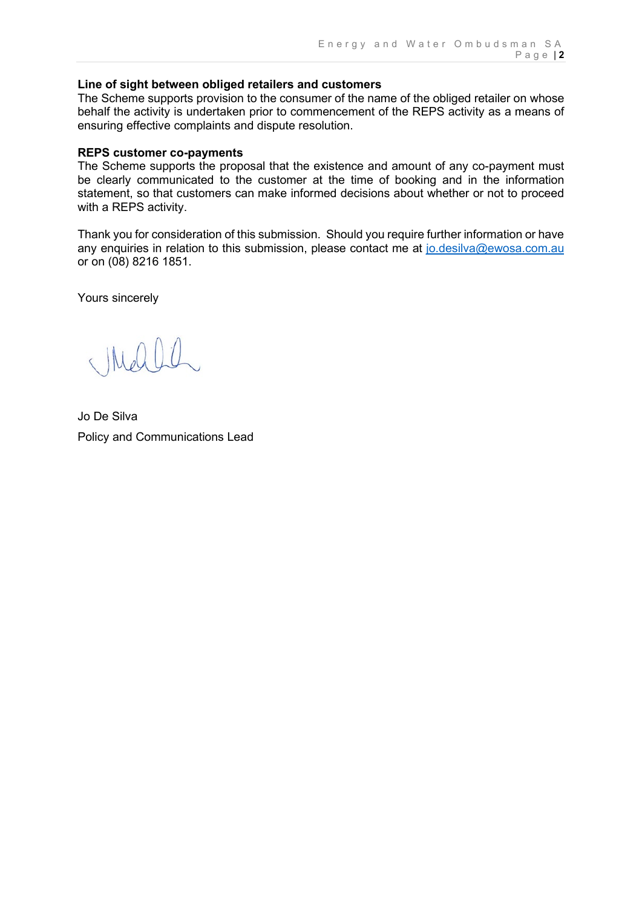**Line of sight between obliged retailers and customers**
The Scheme supports provision to the consumer of the name of the obliged retailer on whose behalf the activity is undertaken prior to commencement of the REPS activity as a means of ensuring effective complaints and dispute resolution.

**REPS customer co-payments**
The Scheme supports the proposal that the existence and amount of any co-payment must be clearly communicated to the customer at the time of booking and in the information statement, so that customers can make informed decisions about whether or not to proceed with a REPS activity.

Thank you for consideration of this submission. Should you require further information or have any enquiries in relation to this submission, please contact me at jo.desilva@ewosa.com.au or on (08) 8216 1851.

Yours sincerely

Jo De Silva
Policy and Communications Lead